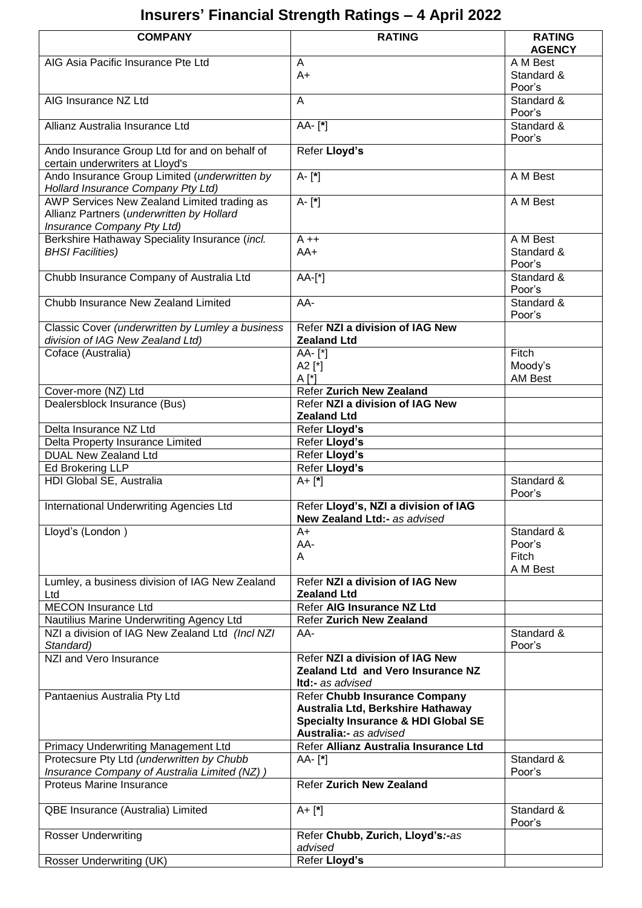# Insurers' Financial Strength Ratings – 4 April 2022

| COMPANY | RATING | RATING AGENCY |
|---|---|---|
| AIG Asia Pacific Insurance Pte Ltd | A<br>A+ | A M Best<br>Standard & Poor's |
| AIG Insurance NZ Ltd | A | Standard & Poor's |
| Allianz Australia Insurance Ltd | AA- [**\***] | Standard & Poor's |
| Ando Insurance Group Ltd for and on behalf of certain underwriters at Lloyd's | Refer **Lloyd's** | |
| Ando Insurance Group Limited (*underwritten by Hollard Insurance Company Pty Ltd)* | A- [**\***] | A M Best |
| AWP Services New Zealand Limited trading as Allianz Partners (*underwritten by Hollard Insurance Company Pty Ltd)* | A- [**\***] | A M Best |
| Berkshire Hathaway Speciality Insurance (*incl. BHSI Facilities)* | A ++<br>AA+ | A M Best<br>Standard & Poor's |
| Chubb Insurance Company of Australia Ltd | AA-[\*] | Standard & Poor's |
| Chubb Insurance New Zealand Limited | AA- | Standard & Poor's |
| Classic Cover *(underwritten by Lumley a business division of IAG New Zealand Ltd)* | Refer **NZI a division of IAG New Zealand Ltd** | |
| Coface (Australia) | AA- [\*]<br>A2 [\*]<br>A [\*] | Fitch<br>Moody's<br>AM Best |
| Cover-more (NZ) Ltd | Refer **Zurich New Zealand** | |
| Dealersblock Insurance (Bus) | Refer **NZI a division of IAG New Zealand Ltd** | |
| Delta Insurance NZ Ltd | Refer **Lloyd's** | |
| Delta Property Insurance Limited | Refer **Lloyd's** | |
| DUAL New Zealand Ltd | Refer **Lloyd's** | |
| Ed Brokering LLP | Refer **Lloyd's** | |
| HDI Global SE, Australia | A+ [**\***] | Standard & Poor's |
| International Underwriting Agencies Ltd | Refer **Lloyd's, NZI a division of IAG New Zealand Ltd:-** *as advised* | |
| Lloyd's (London ) | A+<br>AA-<br>A | Standard & Poor's<br>Fitch<br>A M Best |
| Lumley, a business division of IAG New Zealand Ltd | Refer **NZI a division of IAG New Zealand Ltd** | |
| MECON Insurance Ltd | Refer **AIG Insurance NZ Ltd** | |
| Nautilius Marine Underwriting Agency Ltd | Refer **Zurich New Zealand** | |
| NZI a division of IAG New Zealand Ltd *(Incl NZI Standard)* | AA- | Standard & Poor's |
| NZI and Vero Insurance | Refer **NZI a division of IAG New Zealand Ltd and Vero Insurance NZ ltd:-** *as advised* | |
| Pantaenius Australia Pty Ltd | Refer **Chubb Insurance Company Australia Ltd, Berkshire Hathaway Specialty Insurance & HDI Global SE Australia:-** *as advised* | |
| Primacy Underwriting Management Ltd | Refer **Allianz Australia Insurance Ltd** | |
| Protecsure Pty Ltd *(underwritten by Chubb Insurance Company of Australia Limited (NZ) )* | AA- [**\***] | Standard & Poor's |
| Proteus Marine Insurance | Refer **Zurich New Zealand** | |
| QBE Insurance (Australia) Limited | A+ [**\***] | Standard & Poor's |
| Rosser Underwriting | Refer **Chubb, Zurich, Lloyd's***:-as advised* | |
| Rosser Underwriting (UK) | Refer **Lloyd's** | |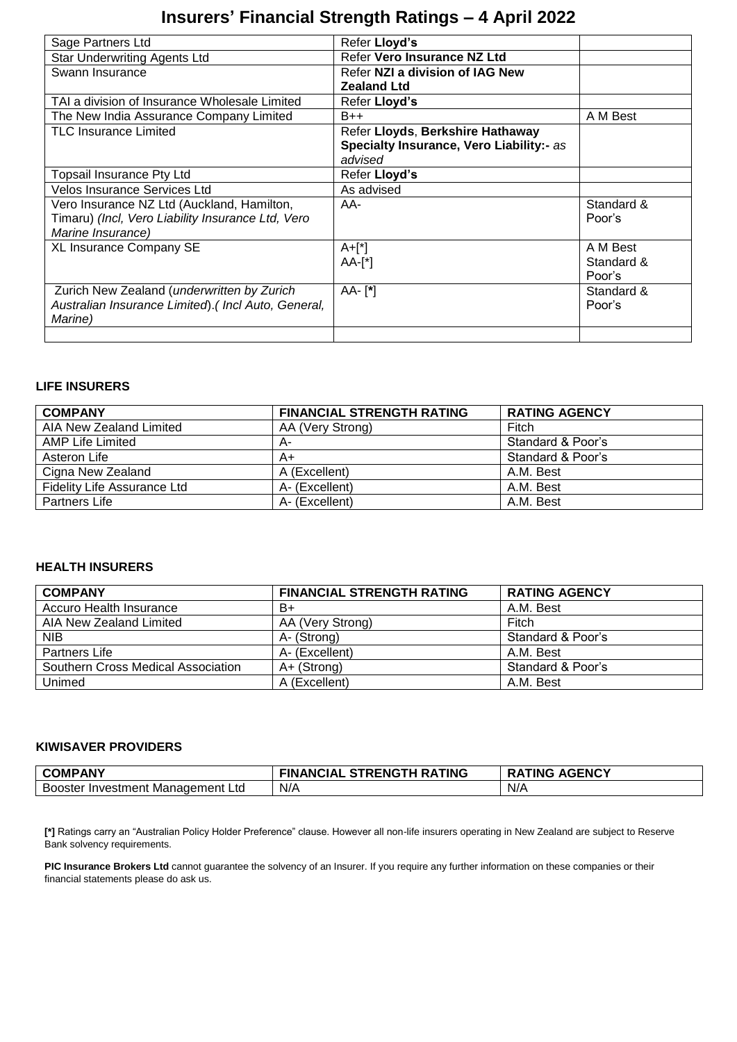# Insurers' Financial Strength Ratings – 4 April 2022

| | | |
|---|---|---|
| Sage Partners Ltd | Refer **Lloyd's** | |
| Star Underwriting Agents Ltd | Refer **Vero Insurance NZ Ltd** | |
| Swann Insurance | Refer **NZI a division of IAG New Zealand Ltd** | |
| TAI a division of Insurance Wholesale Limited | Refer **Lloyd's** | |
| The New India Assurance Company Limited | B++ | A M Best |
| TLC Insurance Limited | Refer **Lloyds**, **Berkshire Hathaway Specialty Insurance, Vero Liability:-** *as advised* | |
| Topsail Insurance Pty Ltd | Refer **Lloyd's** | |
| Velos Insurance Services Ltd | As advised | |
| Vero Insurance NZ Ltd (Auckland, Hamilton, Timaru) *(Incl, Vero Liability Insurance Ltd, Vero Marine Insurance)* | AA- | Standard & Poor's |
| XL Insurance Company SE | A+[*]<br>AA-[*] | A M Best<br>Standard & Poor's |
| Zurich New Zealand (*underwritten by Zurich Australian Insurance Limited*).*( Incl Auto, General, Marine)* | AA- [*] | Standard & Poor's |
| | | |

### LIFE INSURERS

| COMPANY | FINANCIAL STRENGTH RATING | RATING AGENCY |
|---|---|---|
| AIA New Zealand Limited | AA (Very Strong) | Fitch |
| AMP Life Limited | A- | Standard & Poor's |
| Asteron Life | A+ | Standard & Poor's |
| Cigna New Zealand | A (Excellent) | A.M. Best |
| Fidelity Life Assurance Ltd | A- (Excellent) | A.M. Best |
| Partners Life | A- (Excellent) | A.M. Best |

### HEALTH INSURERS

| COMPANY | FINANCIAL STRENGTH RATING | RATING AGENCY |
|---|---|---|
| Accuro Health Insurance | B+ | A.M. Best |
| AIA New Zealand Limited | AA (Very Strong) | Fitch |
| NIB | A- (Strong) | Standard & Poor's |
| Partners Life | A- (Excellent) | A.M. Best |
| Southern Cross Medical Association | A+ (Strong) | Standard & Poor's |
| Unimed | A (Excellent) | A.M. Best |

### KIWISAVER PROVIDERS

| COMPANY | FINANCIAL STRENGTH RATING | RATING AGENCY |
|---|---|---|
| Booster Investment Management Ltd | N/A | N/A |

**[*]** Ratings carry an "Australian Policy Holder Preference" clause. However all non-life insurers operating in New Zealand are subject to Reserve Bank solvency requirements.

**PIC Insurance Brokers Ltd** cannot guarantee the solvency of an Insurer. If you require any further information on these companies or their financial statements please do ask us.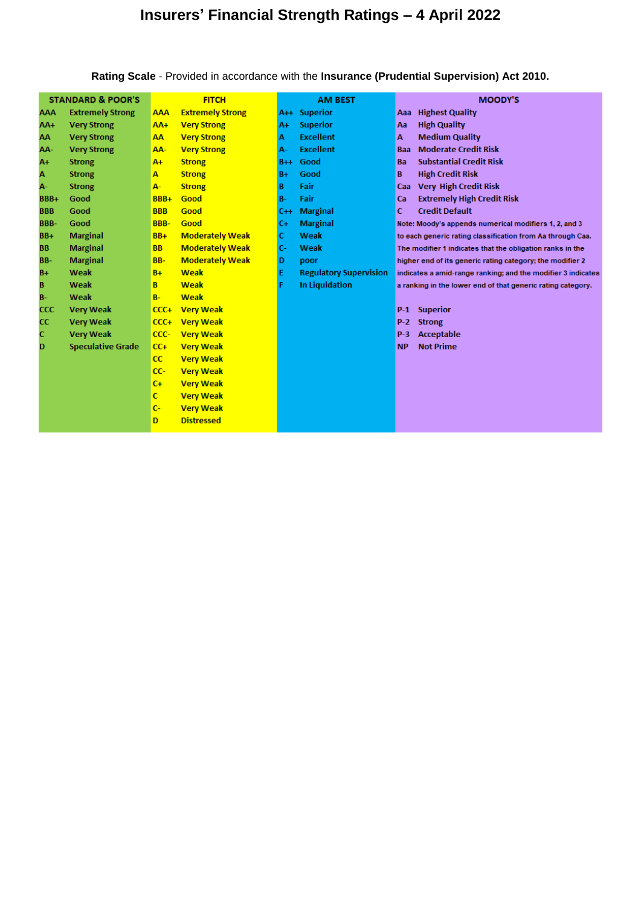# Insurers' Financial Strength Ratings – 4 April 2022

**Rating Scale** - Provided in accordance with the **Insurance (Prudential Supervision) Act 2010.**

| STANDARD & POOR'S | | FITCH | | AM BEST | | MOODY'S | |
|---|---|---|---|---|---|---|---|
| AAA | Extremely Strong | AAA | Extremely Strong | A++ | Superior | Aaa | Highest Quality |
| AA+ | Very Strong | AA+ | Very Strong | A+ | Superior | Aa | High Quality |
| AA | Very Strong | AA | Very Strong | A | Excellent | A | Medium Quality |
| AA- | Very Strong | AA- | Very Strong | A- | Excellent | Baa | Moderate Credit Risk |
| A+ | Strong | A+ | Strong | B++ | Good | Ba | Substantial Credit Risk |
| A | Strong | A | Strong | B+ | Good | B | High Credit Risk |
| A- | Strong | A- | Strong | B | Fair | Caa | Very High Credit Risk |
| BBB+ | Good | BBB+ | Good | B- | Fair | Ca | Extremely High Credit Risk |
| BBB | Good | BBB | Good | C++ | Marginal | C | Credit Default |
| BBB- | Good | BBB- | Good | C+ | Marginal | | |
| BB+ | Marginal | BB+ | Moderately Weak | C | Weak | | |
| BB | Marginal | BB | Moderately Weak | C- | Weak | | |
| BB- | Marginal | BB- | Moderately Weak | D | poor | | |
| B+ | Weak | B+ | Weak | E | Regulatory Supervision | | |
| B | Weak | B | Weak | F | In Liquidation | | |
| B- | Weak | B- | Weak | | | | |
| CCC | Very Weak | CCC+ | Very Weak | | | P-1 | Superior |
| CC | Very Weak | CCC+ | Very Weak | | | P-2 | Strong |
| C | Very Weak | CCC- | Very Weak | | | P-3 | Acceptable |
| D | Speculative Grade | CC+ | Very Weak | | | NP | Not Prime |
| | | CC | Very Weak | | | | |
| | | CC- | Very Weak | | | | |
| | | C+ | Very Weak | | | | |
| | | C | Very Weak | | | | |
| | | C- | Very Weak | | | | |
| | | D | Distressed | | | | |

Note: Moody's appends numerical modifiers 1, 2, and 3 to each generic rating classification from Aa through Caa. The modifier 1 indicates that the obligation ranks in the higher end of its generic rating category; the modifier 2 indicates a amid-range ranking; and the modifier 3 indicates a ranking in the lower end of that generic rating category.